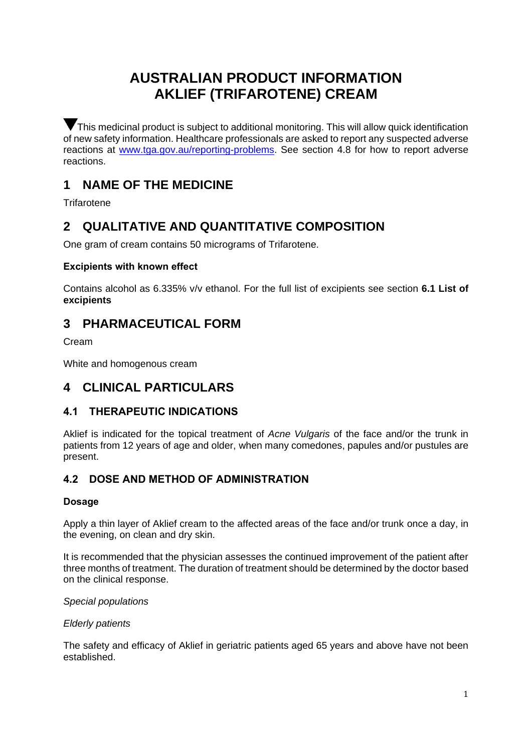# AUSTRALIAN PRODUCT INFORMATION
# AKLIEF (TRIFAROTENE) CREAM

▼This medicinal product is subject to additional monitoring. This will allow quick identification of new safety information. Healthcare professionals are asked to report any suspected adverse reactions at www.tga.gov.au/reporting-problems. See section 4.8 for how to report adverse reactions.

## 1 NAME OF THE MEDICINE

Trifarotene

## 2 QUALITATIVE AND QUANTITATIVE COMPOSITION

One gram of cream contains 50 micrograms of Trifarotene.

**Excipients with known effect**

Contains alcohol as 6.335% v/v ethanol. For the full list of excipients see section **6.1 List of excipients**

## 3 PHARMACEUTICAL FORM

Cream

White and homogenous cream

## 4 CLINICAL PARTICULARS

### 4.1 THERAPEUTIC INDICATIONS

Aklief is indicated for the topical treatment of *Acne Vulgaris* of the face and/or the trunk in patients from 12 years of age and older, when many comedones, papules and/or pustules are present.

### 4.2 DOSE AND METHOD OF ADMINISTRATION

**Dosage**

Apply a thin layer of Aklief cream to the affected areas of the face and/or trunk once a day, in the evening, on clean and dry skin.

It is recommended that the physician assesses the continued improvement of the patient after three months of treatment. The duration of treatment should be determined by the doctor based on the clinical response.

*Special populations*

*Elderly patients*

The safety and efficacy of Aklief in geriatric patients aged 65 years and above have not been established.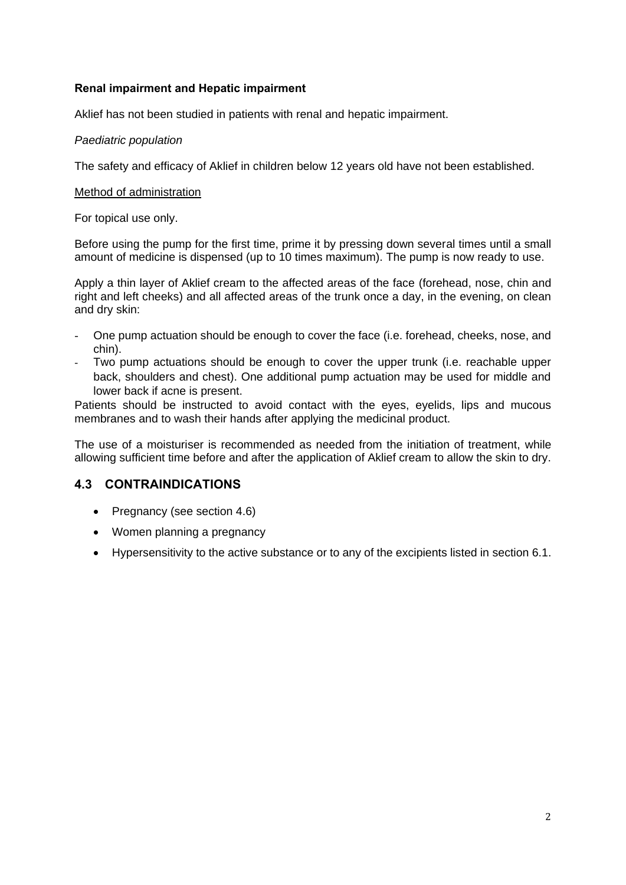**Renal impairment and Hepatic impairment**

Aklief has not been studied in patients with renal and hepatic impairment.

*Paediatric population*

The safety and efficacy of Aklief in children below 12 years old have not been established.

Method of administration

For topical use only.

Before using the pump for the first time, prime it by pressing down several times until a small amount of medicine is dispensed (up to 10 times maximum). The pump is now ready to use.

Apply a thin layer of Aklief cream to the affected areas of the face (forehead, nose, chin and right and left cheeks) and all affected areas of the trunk once a day, in the evening, on clean and dry skin:

- One pump actuation should be enough to cover the face (i.e. forehead, cheeks, nose, and chin).
- Two pump actuations should be enough to cover the upper trunk (i.e. reachable upper back, shoulders and chest). One additional pump actuation may be used for middle and lower back if acne is present.

Patients should be instructed to avoid contact with the eyes, eyelids, lips and mucous membranes and to wash their hands after applying the medicinal product.

The use of a moisturiser is recommended as needed from the initiation of treatment, while allowing sufficient time before and after the application of Aklief cream to allow the skin to dry.

## 4.3 CONTRAINDICATIONS

- Pregnancy (see section 4.6)
- Women planning a pregnancy
- Hypersensitivity to the active substance or to any of the excipients listed in section 6.1.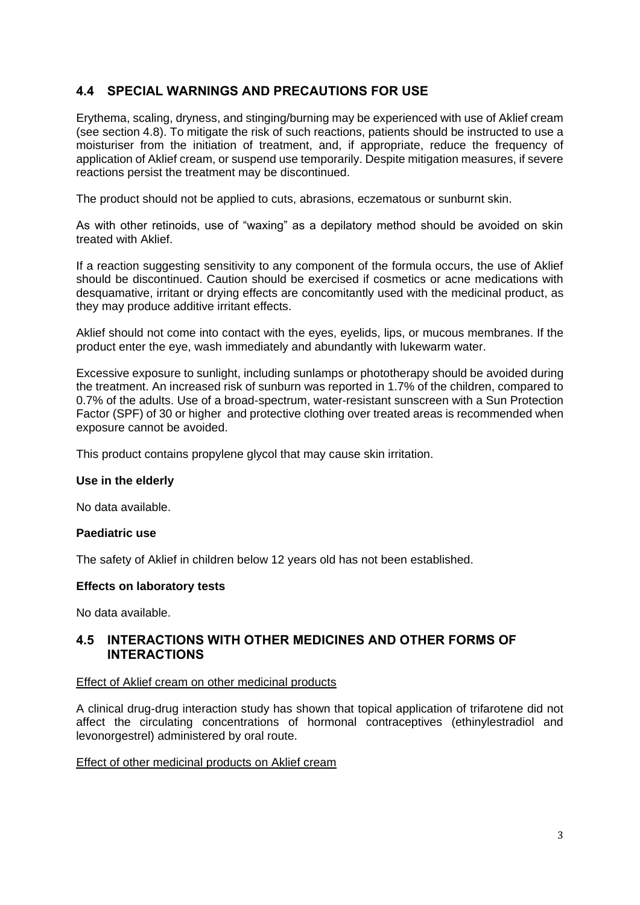## 4.4 SPECIAL WARNINGS AND PRECAUTIONS FOR USE

Erythema, scaling, dryness, and stinging/burning may be experienced with use of Aklief cream (see section 4.8). To mitigate the risk of such reactions, patients should be instructed to use a moisturiser from the initiation of treatment, and, if appropriate, reduce the frequency of application of Aklief cream, or suspend use temporarily. Despite mitigation measures, if severe reactions persist the treatment may be discontinued.

The product should not be applied to cuts, abrasions, eczematous or sunburnt skin.

As with other retinoids, use of "waxing" as a depilatory method should be avoided on skin treated with Aklief.

If a reaction suggesting sensitivity to any component of the formula occurs, the use of Aklief should be discontinued. Caution should be exercised if cosmetics or acne medications with desquamative, irritant or drying effects are concomitantly used with the medicinal product, as they may produce additive irritant effects.

Aklief should not come into contact with the eyes, eyelids, lips, or mucous membranes. If the product enter the eye, wash immediately and abundantly with lukewarm water.

Excessive exposure to sunlight, including sunlamps or phototherapy should be avoided during the treatment. An increased risk of sunburn was reported in 1.7% of the children, compared to 0.7% of the adults. Use of a broad-spectrum, water-resistant sunscreen with a Sun Protection Factor (SPF) of 30 or higher and protective clothing over treated areas is recommended when exposure cannot be avoided.

This product contains propylene glycol that may cause skin irritation.

**Use in the elderly**

No data available.

**Paediatric use**

The safety of Aklief in children below 12 years old has not been established.

**Effects on laboratory tests**

No data available.

## 4.5 INTERACTIONS WITH OTHER MEDICINES AND OTHER FORMS OF INTERACTIONS

Effect of Aklief cream on other medicinal products

A clinical drug-drug interaction study has shown that topical application of trifarotene did not affect the circulating concentrations of hormonal contraceptives (ethinylestradiol and levonorgestrel) administered by oral route.

Effect of other medicinal products on Aklief cream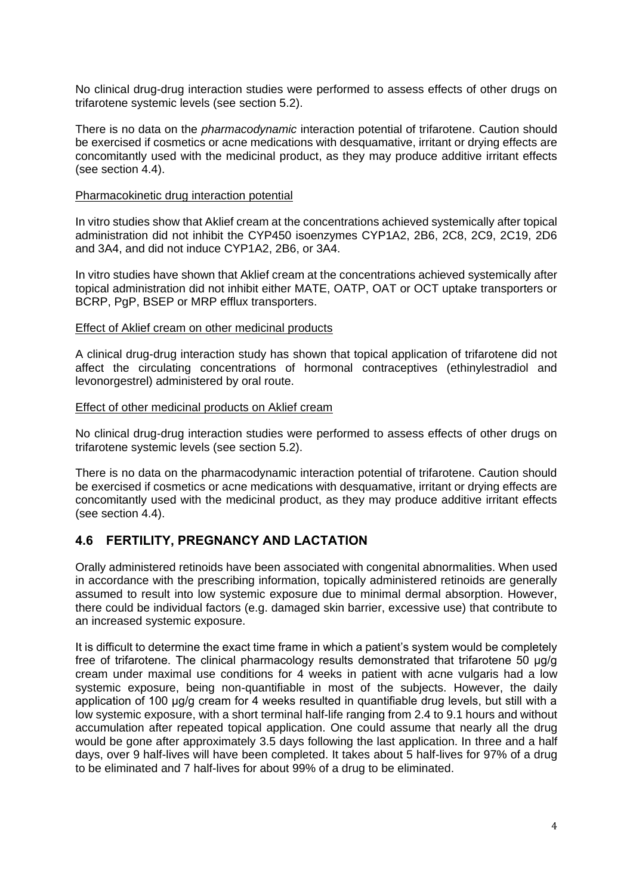No clinical drug-drug interaction studies were performed to assess effects of other drugs on trifarotene systemic levels (see section 5.2).

There is no data on the *pharmacodynamic* interaction potential of trifarotene. Caution should be exercised if cosmetics or acne medications with desquamative, irritant or drying effects are concomitantly used with the medicinal product, as they may produce additive irritant effects (see section 4.4).

Pharmacokinetic drug interaction potential

In vitro studies show that Aklief cream at the concentrations achieved systemically after topical administration did not inhibit the CYP450 isoenzymes CYP1A2, 2B6, 2C8, 2C9, 2C19, 2D6 and 3A4, and did not induce CYP1A2, 2B6, or 3A4.

In vitro studies have shown that Aklief cream at the concentrations achieved systemically after topical administration did not inhibit either MATE, OATP, OAT or OCT uptake transporters or BCRP, PgP, BSEP or MRP efflux transporters.

Effect of Aklief cream on other medicinal products

A clinical drug-drug interaction study has shown that topical application of trifarotene did not affect the circulating concentrations of hormonal contraceptives (ethinylestradiol and levonorgestrel) administered by oral route.

Effect of other medicinal products on Aklief cream

No clinical drug-drug interaction studies were performed to assess effects of other drugs on trifarotene systemic levels (see section 5.2).

There is no data on the pharmacodynamic interaction potential of trifarotene. Caution should be exercised if cosmetics or acne medications with desquamative, irritant or drying effects are concomitantly used with the medicinal product, as they may produce additive irritant effects (see section 4.4).

## 4.6 FERTILITY, PREGNANCY AND LACTATION

Orally administered retinoids have been associated with congenital abnormalities. When used in accordance with the prescribing information, topically administered retinoids are generally assumed to result into low systemic exposure due to minimal dermal absorption. However, there could be individual factors (e.g. damaged skin barrier, excessive use) that contribute to an increased systemic exposure.

It is difficult to determine the exact time frame in which a patient's system would be completely free of trifarotene. The clinical pharmacology results demonstrated that trifarotene 50 µg/g cream under maximal use conditions for 4 weeks in patient with acne vulgaris had a low systemic exposure, being non-quantifiable in most of the subjects. However, the daily application of 100 µg/g cream for 4 weeks resulted in quantifiable drug levels, but still with a low systemic exposure, with a short terminal half-life ranging from 2.4 to 9.1 hours and without accumulation after repeated topical application. One could assume that nearly all the drug would be gone after approximately 3.5 days following the last application. In three and a half days, over 9 half-lives will have been completed. It takes about 5 half-lives for 97% of a drug to be eliminated and 7 half-lives for about 99% of a drug to be eliminated.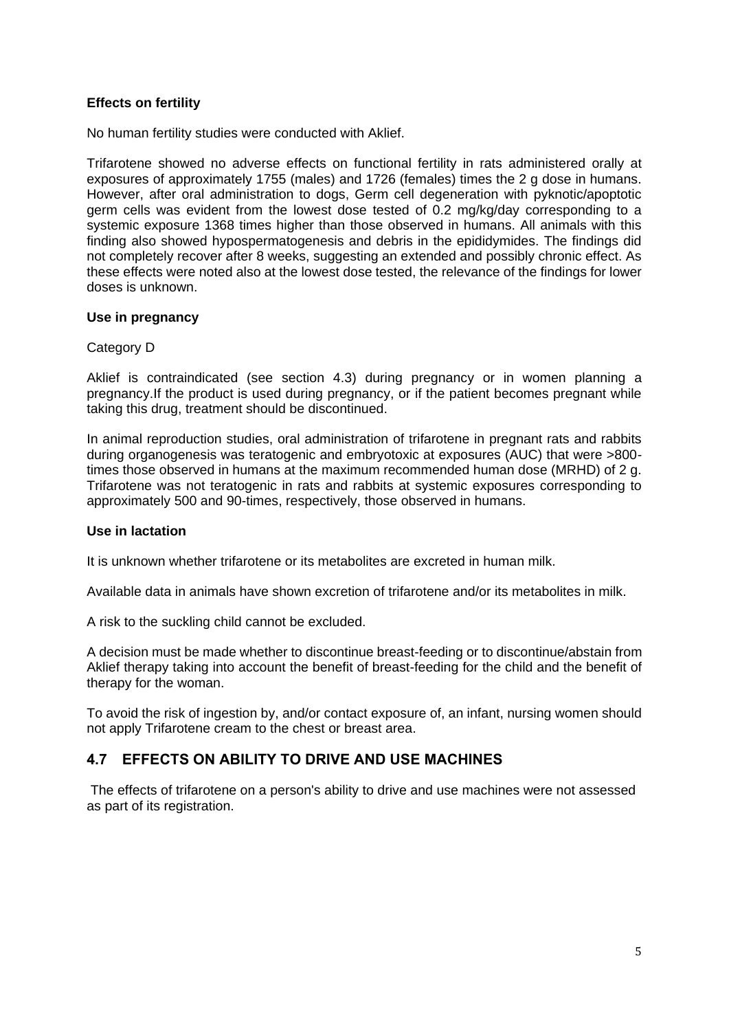**Effects on fertility**

No human fertility studies were conducted with Aklief.

Trifarotene showed no adverse effects on functional fertility in rats administered orally at exposures of approximately 1755 (males) and 1726 (females) times the 2 g dose in humans. However, after oral administration to dogs, Germ cell degeneration with pyknotic/apoptotic germ cells was evident from the lowest dose tested of 0.2 mg/kg/day corresponding to a systemic exposure 1368 times higher than those observed in humans. All animals with this finding also showed hypospermatogenesis and debris in the epididymides. The findings did not completely recover after 8 weeks, suggesting an extended and possibly chronic effect. As these effects were noted also at the lowest dose tested, the relevance of the findings for lower doses is unknown.

**Use in pregnancy**

Category D

Aklief is contraindicated (see section 4.3) during pregnancy or in women planning a pregnancy.If the product is used during pregnancy, or if the patient becomes pregnant while taking this drug, treatment should be discontinued.

In animal reproduction studies, oral administration of trifarotene in pregnant rats and rabbits during organogenesis was teratogenic and embryotoxic at exposures (AUC) that were >800-times those observed in humans at the maximum recommended human dose (MRHD) of 2 g. Trifarotene was not teratogenic in rats and rabbits at systemic exposures corresponding to approximately 500 and 90-times, respectively, those observed in humans.

**Use in lactation**

It is unknown whether trifarotene or its metabolites are excreted in human milk.

Available data in animals have shown excretion of trifarotene and/or its metabolites in milk.

A risk to the suckling child cannot be excluded.

A decision must be made whether to discontinue breast-feeding or to discontinue/abstain from Aklief therapy taking into account the benefit of breast-feeding for the child and the benefit of therapy for the woman.

To avoid the risk of ingestion by, and/or contact exposure of, an infant, nursing women should not apply Trifarotene cream to the chest or breast area.

## 4.7 EFFECTS ON ABILITY TO DRIVE AND USE MACHINES

The effects of trifarotene on a person's ability to drive and use machines were not assessed as part of its registration.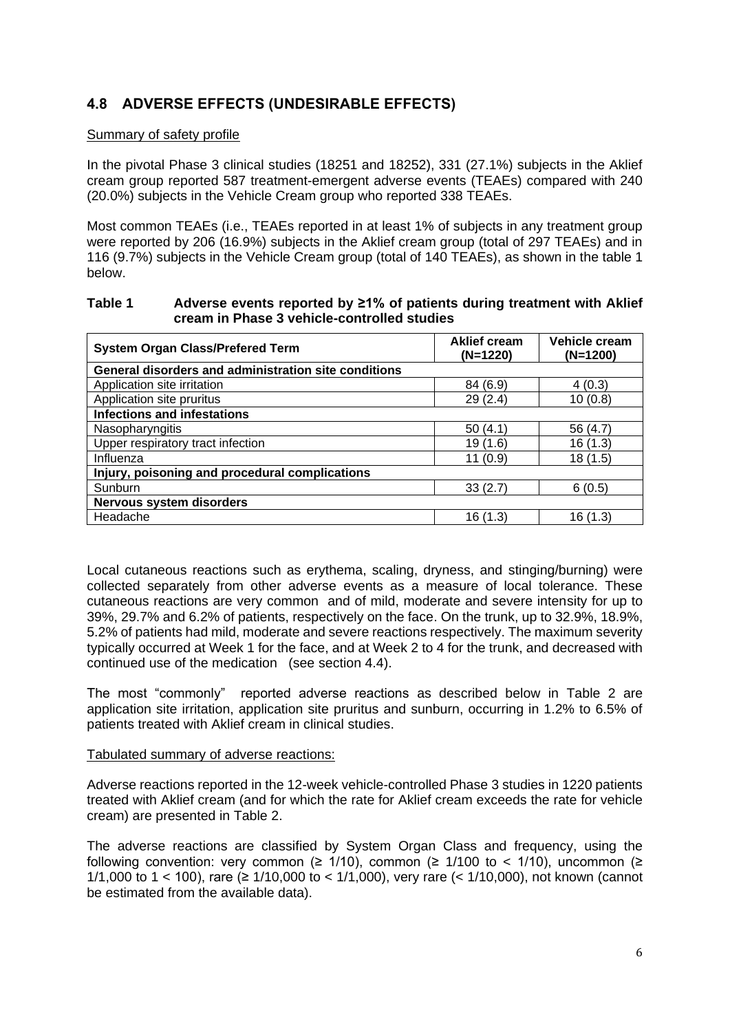## 4.8 ADVERSE EFFECTS (UNDESIRABLE EFFECTS)

Summary of safety profile

In the pivotal Phase 3 clinical studies (18251 and 18252), 331 (27.1%) subjects in the Aklief cream group reported 587 treatment-emergent adverse events (TEAEs) compared with 240 (20.0%) subjects in the Vehicle Cream group who reported 338 TEAEs.

Most common TEAEs (i.e., TEAEs reported in at least 1% of subjects in any treatment group were reported by 206 (16.9%) subjects in the Aklief cream group (total of 297 TEAEs) and in 116 (9.7%) subjects in the Vehicle Cream group (total of 140 TEAEs), as shown in the table 1 below.

**Table 1 Adverse events reported by ≥1% of patients during treatment with Aklief cream in Phase 3 vehicle-controlled studies**

| System Organ Class/Prefered Term | Aklief cream (N=1220) | Vehicle cream (N=1200) |
|---|---|---|
| **General disorders and administration site conditions** | | |
| Application site irritation | 84 (6.9) | 4 (0.3) |
| Application site pruritus | 29 (2.4) | 10 (0.8) |
| **Infections and infestations** | | |
| Nasopharyngitis | 50 (4.1) | 56 (4.7) |
| Upper respiratory tract infection | 19 (1.6) | 16 (1.3) |
| Influenza | 11 (0.9) | 18 (1.5) |
| **Injury, poisoning and procedural complications** | | |
| Sunburn | 33 (2.7) | 6 (0.5) |
| **Nervous system disorders** | | |
| Headache | 16 (1.3) | 16 (1.3) |

Local cutaneous reactions such as erythema, scaling, dryness, and stinging/burning) were collected separately from other adverse events as a measure of local tolerance. These cutaneous reactions are very common and of mild, moderate and severe intensity for up to 39%, 29.7% and 6.2% of patients, respectively on the face. On the trunk, up to 32.9%, 18.9%, 5.2% of patients had mild, moderate and severe reactions respectively. The maximum severity typically occurred at Week 1 for the face, and at Week 2 to 4 for the trunk, and decreased with continued use of the medication (see section 4.4).

The most "commonly" reported adverse reactions as described below in Table 2 are application site irritation, application site pruritus and sunburn, occurring in 1.2% to 6.5% of patients treated with Aklief cream in clinical studies.

Tabulated summary of adverse reactions:

Adverse reactions reported in the 12-week vehicle-controlled Phase 3 studies in 1220 patients treated with Aklief cream (and for which the rate for Aklief cream exceeds the rate for vehicle cream) are presented in Table 2.

The adverse reactions are classified by System Organ Class and frequency, using the following convention: very common (≥ 1/10), common (≥ 1/100 to < 1/10), uncommon (≥ 1/1,000 to 1 < 100), rare (≥ 1/10,000 to < 1/1,000), very rare (< 1/10,000), not known (cannot be estimated from the available data).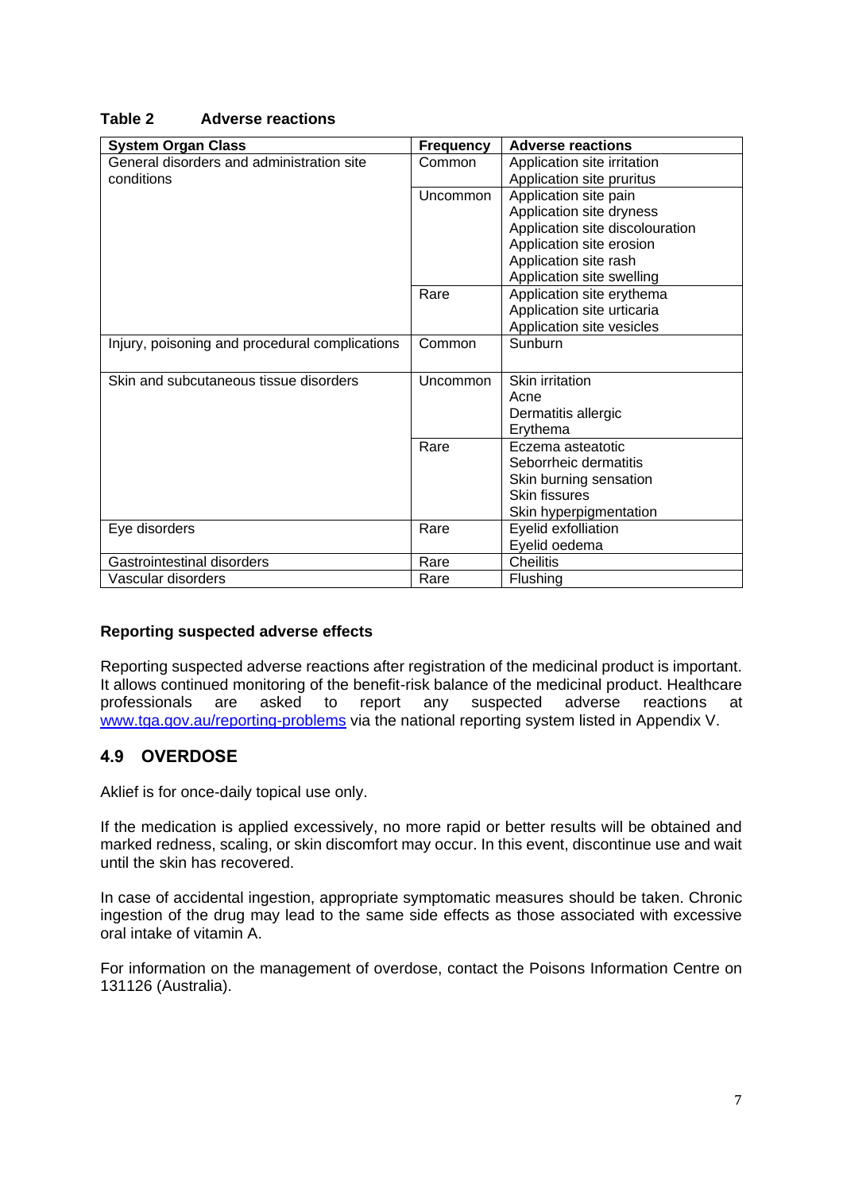**Table 2 Adverse reactions**

| System Organ Class | Frequency | Adverse reactions |
|---|---|---|
| General disorders and administration site conditions | Common | Application site irritation<br>Application site pruritus |
| | Uncommon | Application site pain<br>Application site dryness<br>Application site discolouration<br>Application site erosion<br>Application site rash<br>Application site swelling |
| | Rare | Application site erythema<br>Application site urticaria<br>Application site vesicles |
| Injury, poisoning and procedural complications | Common | Sunburn |
| Skin and subcutaneous tissue disorders | Uncommon | Skin irritation<br>Acne<br>Dermatitis allergic<br>Erythema |
| | Rare | Eczema asteatotic<br>Seborrheic dermatitis<br>Skin burning sensation<br>Skin fissures<br>Skin hyperpigmentation |
| Eye disorders | Rare | Eyelid exfolliation<br>Eyelid oedema |
| Gastrointestinal disorders | Rare | Cheilitis |
| Vascular disorders | Rare | Flushing |

**Reporting suspected adverse effects**

Reporting suspected adverse reactions after registration of the medicinal product is important. It allows continued monitoring of the benefit-risk balance of the medicinal product. Healthcare professionals are asked to report any suspected adverse reactions at www.tga.gov.au/reporting-problems via the national reporting system listed in Appendix V.

## 4.9 OVERDOSE

Aklief is for once-daily topical use only.

If the medication is applied excessively, no more rapid or better results will be obtained and marked redness, scaling, or skin discomfort may occur. In this event, discontinue use and wait until the skin has recovered.

In case of accidental ingestion, appropriate symptomatic measures should be taken. Chronic ingestion of the drug may lead to the same side effects as those associated with excessive oral intake of vitamin A.

For information on the management of overdose, contact the Poisons Information Centre on 131126 (Australia).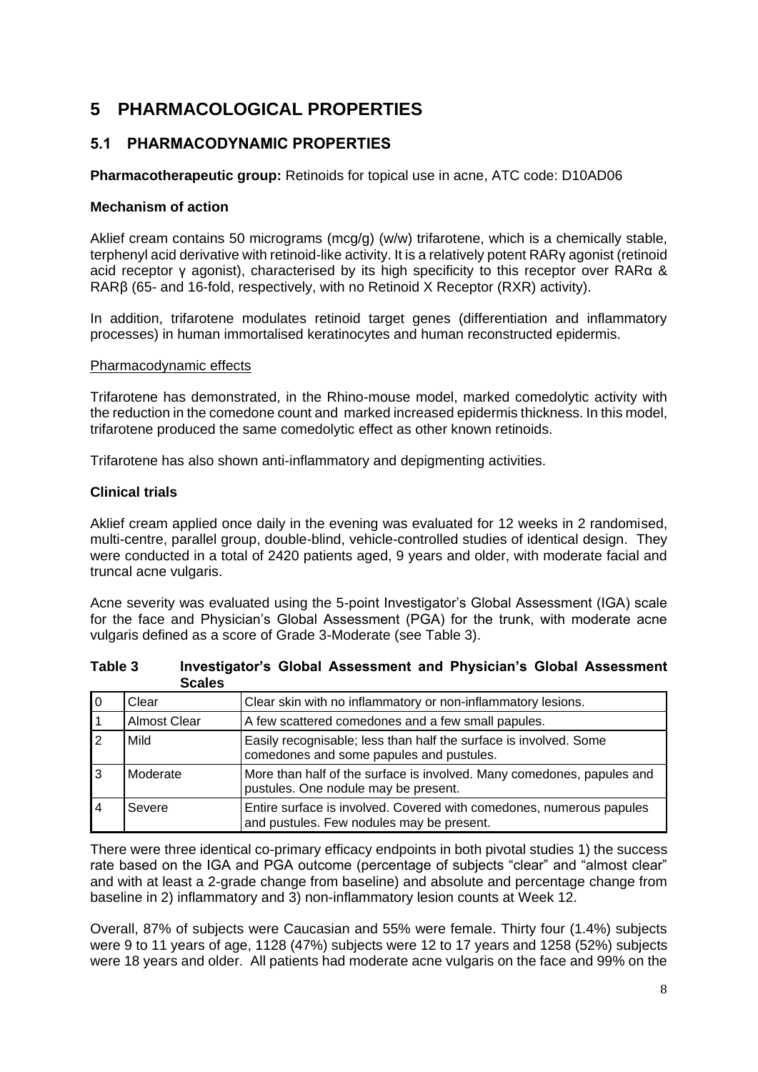# 5 PHARMACOLOGICAL PROPERTIES

## 5.1 PHARMACODYNAMIC PROPERTIES

**Pharmacotherapeutic group:** Retinoids for topical use in acne, ATC code: D10AD06

### Mechanism of action

Aklief cream contains 50 micrograms (mcg/g) (w/w) trifarotene, which is a chemically stable, terphenyl acid derivative with retinoid-like activity. It is a relatively potent RARγ agonist (retinoid acid receptor γ agonist), characterised by its high specificity to this receptor over RARα & RARβ (65- and 16-fold, respectively, with no Retinoid X Receptor (RXR) activity).

In addition, trifarotene modulates retinoid target genes (differentiation and inflammatory processes) in human immortalised keratinocytes and human reconstructed epidermis.

Pharmacodynamic effects

Trifarotene has demonstrated, in the Rhino-mouse model, marked comedolytic activity with the reduction in the comedone count and marked increased epidermis thickness. In this model, trifarotene produced the same comedolytic effect as other known retinoids.

Trifarotene has also shown anti-inflammatory and depigmenting activities.

### Clinical trials

Aklief cream applied once daily in the evening was evaluated for 12 weeks in 2 randomised, multi-centre, parallel group, double-blind, vehicle-controlled studies of identical design. They were conducted in a total of 2420 patients aged, 9 years and older, with moderate facial and truncal acne vulgaris.

Acne severity was evaluated using the 5-point Investigator's Global Assessment (IGA) scale for the face and Physician's Global Assessment (PGA) for the trunk, with moderate acne vulgaris defined as a score of Grade 3-Moderate (see Table 3).

**Table 3 Investigator's Global Assessment and Physician's Global Assessment Scales**

| | | |
|---|---|---|
| 0 | Clear | Clear skin with no inflammatory or non-inflammatory lesions. |
| 1 | Almost Clear | A few scattered comedones and a few small papules. |
| 2 | Mild | Easily recognisable; less than half the surface is involved. Some comedones and some papules and pustules. |
| 3 | Moderate | More than half of the surface is involved. Many comedones, papules and pustules. One nodule may be present. |
| 4 | Severe | Entire surface is involved. Covered with comedones, numerous papules and pustules. Few nodules may be present. |

There were three identical co-primary efficacy endpoints in both pivotal studies 1) the success rate based on the IGA and PGA outcome (percentage of subjects "clear" and "almost clear" and with at least a 2-grade change from baseline) and absolute and percentage change from baseline in 2) inflammatory and 3) non-inflammatory lesion counts at Week 12.

Overall, 87% of subjects were Caucasian and 55% were female. Thirty four (1.4%) subjects were 9 to 11 years of age, 1128 (47%) subjects were 12 to 17 years and 1258 (52%) subjects were 18 years and older. All patients had moderate acne vulgaris on the face and 99% on the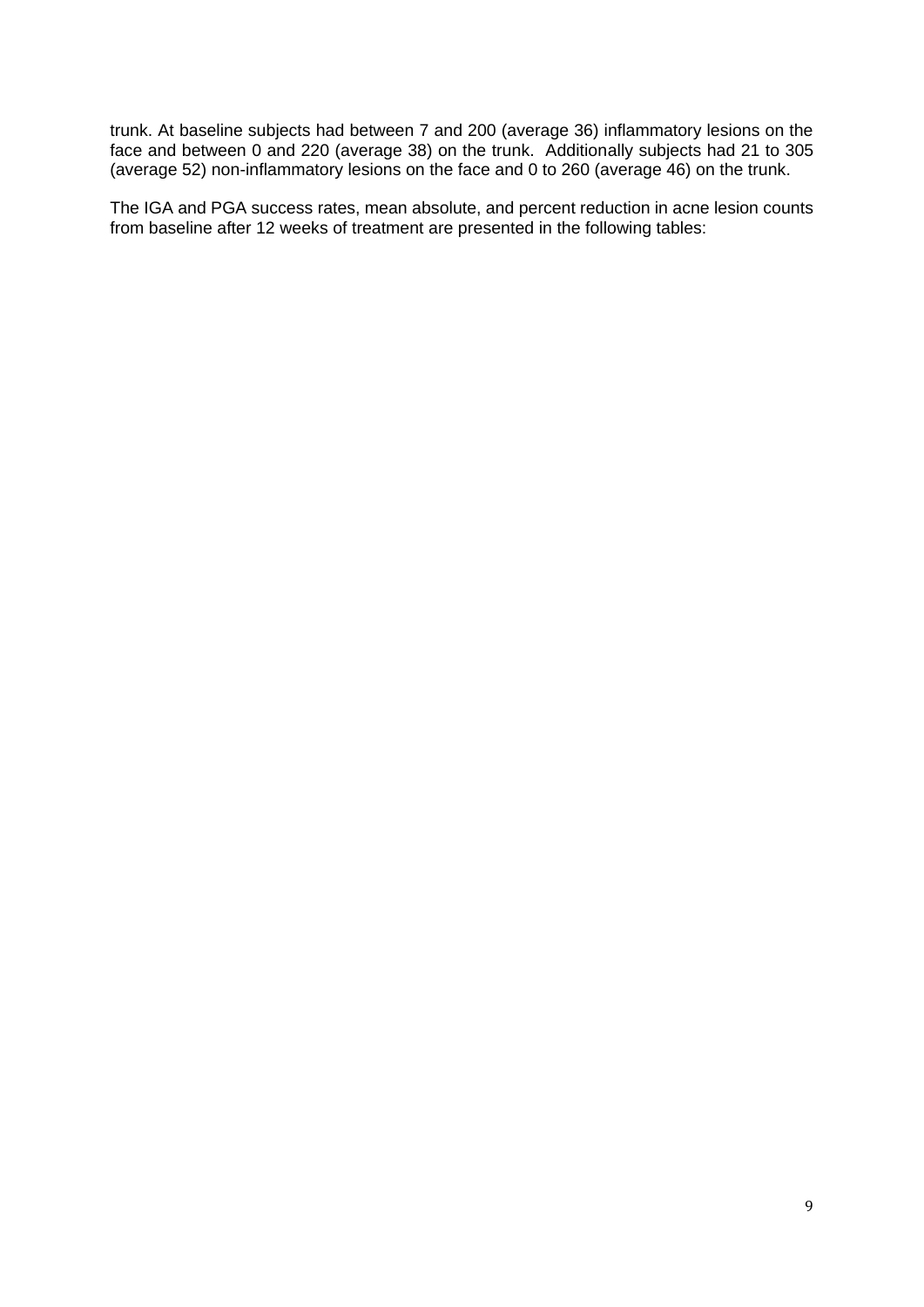trunk. At baseline subjects had between 7 and 200 (average 36) inflammatory lesions on the face and between 0 and 220 (average 38) on the trunk. Additionally subjects had 21 to 305 (average 52) non-inflammatory lesions on the face and 0 to 260 (average 46) on the trunk.

The IGA and PGA success rates, mean absolute, and percent reduction in acne lesion counts from baseline after 12 weeks of treatment are presented in the following tables: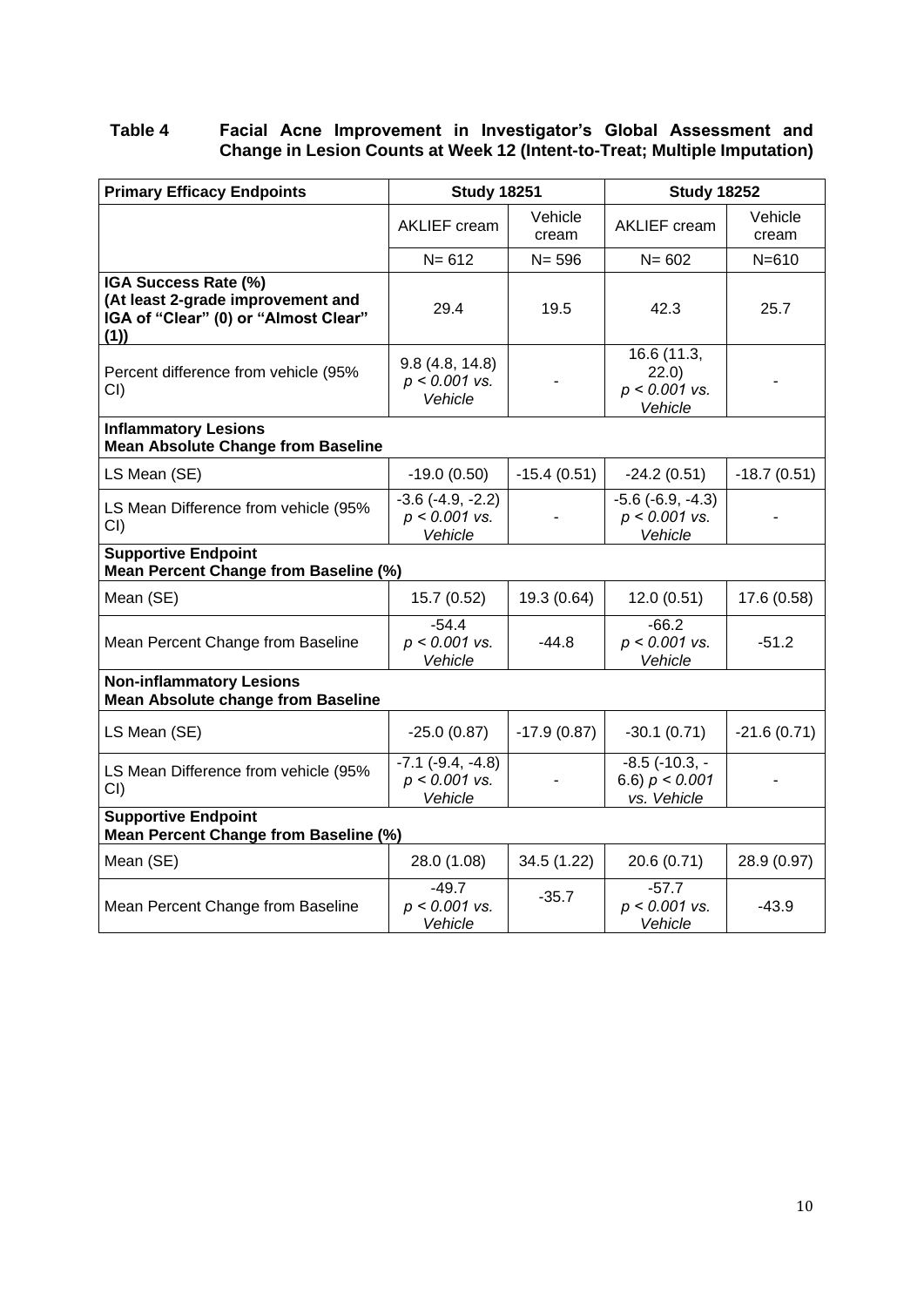**Table 4 Facial Acne Improvement in Investigator's Global Assessment and Change in Lesion Counts at Week 12 (Intent-to-Treat; Multiple Imputation)**

| Primary Efficacy Endpoints | Study 18251 | | Study 18252 | |
|---|---|---|---|---|
| | AKLIEF cream | Vehicle cream | AKLIEF cream | Vehicle cream |
| | N= 612 | N= 596 | N= 602 | N=610 |
| **IGA Success Rate (%) (At least 2-grade improvement and IGA of "Clear" (0) or "Almost Clear" (1))** | 29.4 | 19.5 | 42.3 | 25.7 |
| Percent difference from vehicle (95% CI) | 9.8 (4.8, 14.8) *$p < 0.001$ vs. Vehicle* | - | 16.6 (11.3, 22.0) *$p < 0.001$ vs. Vehicle* | - |
| **Inflammatory Lesions Mean Absolute Change from Baseline** | | | | |
| LS Mean (SE) | -19.0 (0.50) | -15.4 (0.51) | -24.2 (0.51) | -18.7 (0.51) |
| LS Mean Difference from vehicle (95% CI) | -3.6 (-4.9, -2.2) *$p < 0.001$ vs. Vehicle* | - | -5.6 (-6.9, -4.3) *$p < 0.001$ vs. Vehicle* | - |
| **Supportive Endpoint Mean Percent Change from Baseline (%)** | | | | |
| Mean (SE) | 15.7 (0.52) | 19.3 (0.64) | 12.0 (0.51) | 17.6 (0.58) |
| Mean Percent Change from Baseline | -54.4 *$p < 0.001$ vs. Vehicle* | -44.8 | -66.2 *$p < 0.001$ vs. Vehicle* | -51.2 |
| **Non-inflammatory Lesions Mean Absolute change from Baseline** | | | | |
| LS Mean (SE) | -25.0 (0.87) | -17.9 (0.87) | -30.1 (0.71) | -21.6 (0.71) |
| LS Mean Difference from vehicle (95% CI) | -7.1 (-9.4, -4.8) *$p < 0.001$ vs. Vehicle* | - | -8.5 (-10.3, -6.6) *$p < 0.001$ vs. Vehicle* | - |
| **Supportive Endpoint Mean Percent Change from Baseline (%)** | | | | |
| Mean (SE) | 28.0 (1.08) | 34.5 (1.22) | 20.6 (0.71) | 28.9 (0.97) |
| Mean Percent Change from Baseline | -49.7 *$p < 0.001$ vs. Vehicle* | -35.7 | -57.7 *$p < 0.001$ vs. Vehicle* | -43.9 |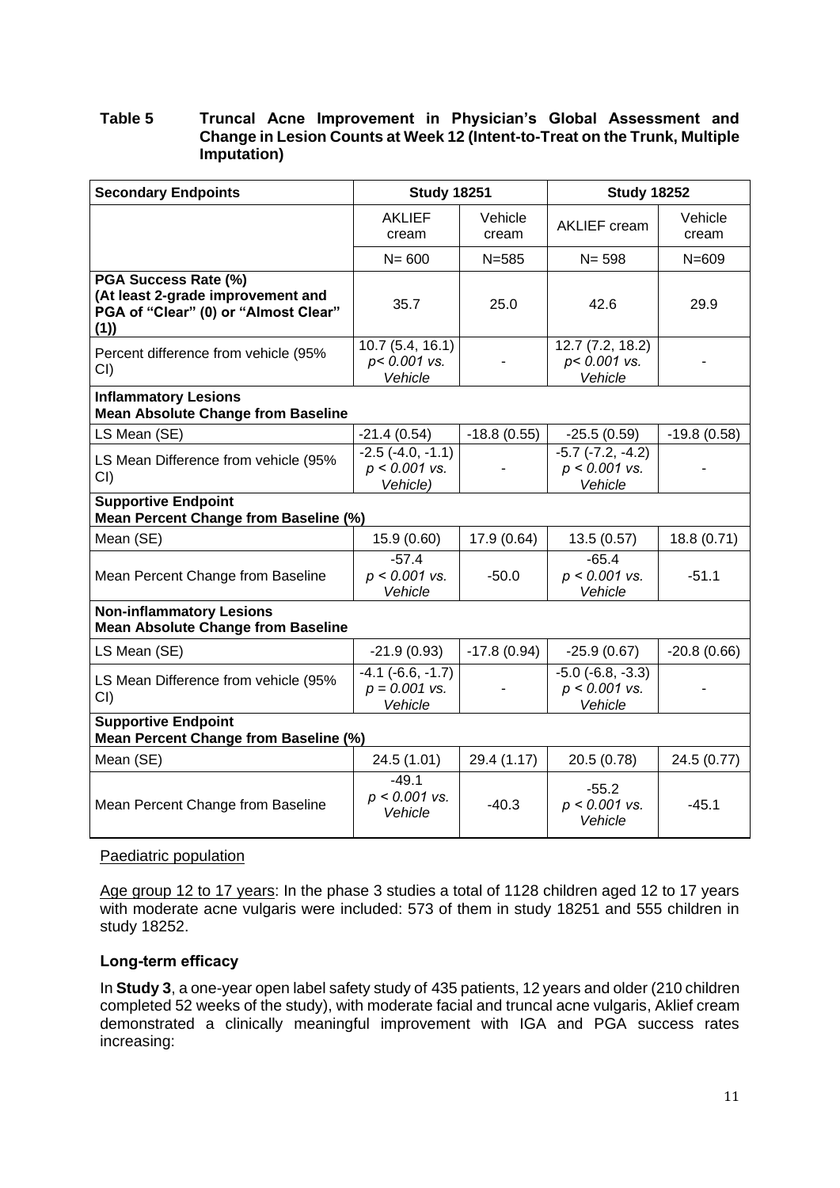**Table 5 Truncal Acne Improvement in Physician's Global Assessment and Change in Lesion Counts at Week 12 (Intent-to-Treat on the Trunk, Multiple Imputation)**

| Secondary Endpoints | Study 18251 | | Study 18252 | |
|---|---|---|---|---|
| | AKLIEF cream | Vehicle cream | AKLIEF cream | Vehicle cream |
| | N= 600 | N=585 | N= 598 | N=609 |
| **PGA Success Rate (%) (At least 2-grade improvement and PGA of "Clear" (0) or "Almost Clear" (1))** | 35.7 | 25.0 | 42.6 | 29.9 |
| Percent difference from vehicle (95% CI) | 10.7 (5.4, 16.1) *p< 0.001 vs. Vehicle* | - | 12.7 (7.2, 18.2) *p< 0.001 vs. Vehicle* | - |
| **Inflammatory Lesions Mean Absolute Change from Baseline** | | | | |
| LS Mean (SE) | -21.4 (0.54) | -18.8 (0.55) | -25.5 (0.59) | -19.8 (0.58) |
| LS Mean Difference from vehicle (95% CI) | -2.5 (-4.0, -1.1) *p < 0.001 vs. Vehicle)* | - | -5.7 (-7.2, -4.2) *p < 0.001 vs. Vehicle* | - |
| **Supportive Endpoint Mean Percent Change from Baseline (%)** | | | | |
| Mean (SE) | 15.9 (0.60) | 17.9 (0.64) | 13.5 (0.57) | 18.8 (0.71) |
| Mean Percent Change from Baseline | -57.4 *p < 0.001 vs. Vehicle* | -50.0 | -65.4 *p < 0.001 vs. Vehicle* | -51.1 |
| **Non-inflammatory Lesions Mean Absolute Change from Baseline** | | | | |
| LS Mean (SE) | -21.9 (0.93) | -17.8 (0.94) | -25.9 (0.67) | -20.8 (0.66) |
| LS Mean Difference from vehicle (95% CI) | -4.1 (-6.6, -1.7) *p = 0.001 vs. Vehicle* | - | -5.0 (-6.8, -3.3) *p < 0.001 vs. Vehicle* | - |
| **Supportive Endpoint Mean Percent Change from Baseline (%)** | | | | |
| Mean (SE) | 24.5 (1.01) | 29.4 (1.17) | 20.5 (0.78) | 24.5 (0.77) |
| Mean Percent Change from Baseline | -49.1 *p < 0.001 vs. Vehicle* | -40.3 | -55.2 *p < 0.001 vs. Vehicle* | -45.1 |

Paediatric population

Age group 12 to 17 years: In the phase 3 studies a total of 1128 children aged 12 to 17 years with moderate acne vulgaris were included: 573 of them in study 18251 and 555 children in study 18252.

**Long-term efficacy**

In **Study 3**, a one-year open label safety study of 435 patients, 12 years and older (210 children completed 52 weeks of the study), with moderate facial and truncal acne vulgaris, Aklief cream demonstrated a clinically meaningful improvement with IGA and PGA success rates increasing: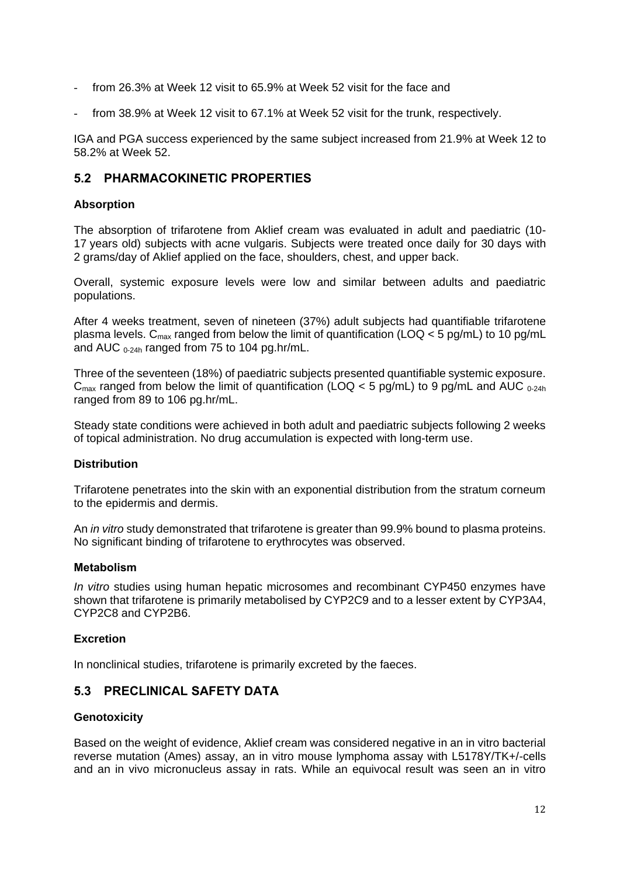- from 26.3% at Week 12 visit to 65.9% at Week 52 visit for the face and
- from 38.9% at Week 12 visit to 67.1% at Week 52 visit for the trunk, respectively.

IGA and PGA success experienced by the same subject increased from 21.9% at Week 12 to 58.2% at Week 52.

## 5.2 PHARMACOKINETIC PROPERTIES

### Absorption

The absorption of trifarotene from Aklief cream was evaluated in adult and paediatric (10-17 years old) subjects with acne vulgaris. Subjects were treated once daily for 30 days with 2 grams/day of Aklief applied on the face, shoulders, chest, and upper back.

Overall, systemic exposure levels were low and similar between adults and paediatric populations.

After 4 weeks treatment, seven of nineteen (37%) adult subjects had quantifiable trifarotene plasma levels. $C_{max}$ ranged from below the limit of quantification (LOQ < 5 pg/mL) to 10 pg/mL and $AUC_{0-24h}$ ranged from 75 to 104 pg.hr/mL.

Three of the seventeen (18%) of paediatric subjects presented quantifiable systemic exposure. $C_{max}$ ranged from below the limit of quantification (LOQ < 5 pg/mL) to 9 pg/mL and $AUC_{0-24h}$ ranged from 89 to 106 pg.hr/mL.

Steady state conditions were achieved in both adult and paediatric subjects following 2 weeks of topical administration. No drug accumulation is expected with long-term use.

### Distribution

Trifarotene penetrates into the skin with an exponential distribution from the stratum corneum to the epidermis and dermis.

An *in vitro* study demonstrated that trifarotene is greater than 99.9% bound to plasma proteins. No significant binding of trifarotene to erythrocytes was observed.

### Metabolism

*In vitro* studies using human hepatic microsomes and recombinant CYP450 enzymes have shown that trifarotene is primarily metabolised by CYP2C9 and to a lesser extent by CYP3A4, CYP2C8 and CYP2B6.

### Excretion

In nonclinical studies, trifarotene is primarily excreted by the faeces.

## 5.3 PRECLINICAL SAFETY DATA

### Genotoxicity

Based on the weight of evidence, Aklief cream was considered negative in an in vitro bacterial reverse mutation (Ames) assay, an in vitro mouse lymphoma assay with L5178Y/TK+/-cells and an in vivo micronucleus assay in rats. While an equivocal result was seen an in vitro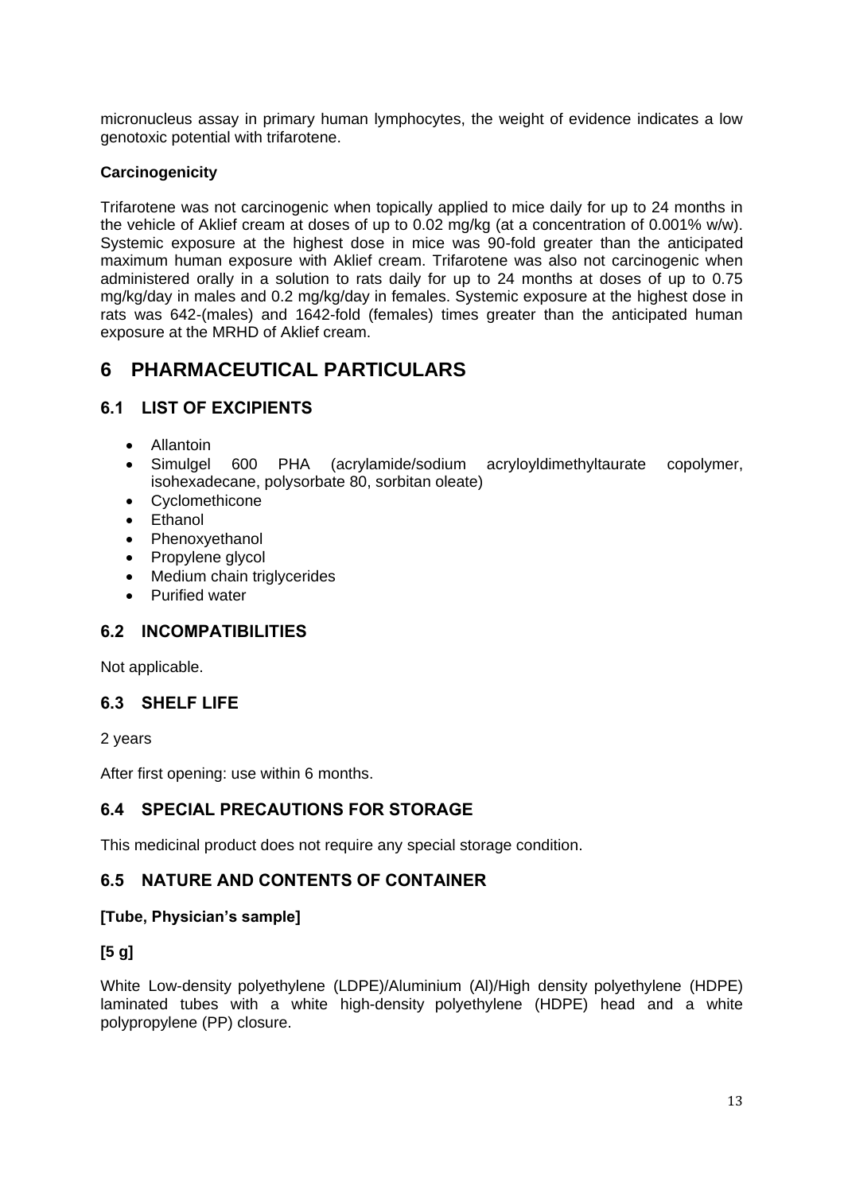micronucleus assay in primary human lymphocytes, the weight of evidence indicates a low genotoxic potential with trifarotene.

**Carcinogenicity**

Trifarotene was not carcinogenic when topically applied to mice daily for up to 24 months in the vehicle of Aklief cream at doses of up to 0.02 mg/kg (at a concentration of 0.001% w/w). Systemic exposure at the highest dose in mice was 90-fold greater than the anticipated maximum human exposure with Aklief cream. Trifarotene was also not carcinogenic when administered orally in a solution to rats daily for up to 24 months at doses of up to 0.75 mg/kg/day in males and 0.2 mg/kg/day in females. Systemic exposure at the highest dose in rats was 642-(males) and 1642-fold (females) times greater than the anticipated human exposure at the MRHD of Aklief cream.

# 6 PHARMACEUTICAL PARTICULARS

## 6.1 LIST OF EXCIPIENTS

- Allantoin
- Simulgel 600 PHA (acrylamide/sodium acryloyldimethyltaurate copolymer, isohexadecane, polysorbate 80, sorbitan oleate)
- Cyclomethicone
- Ethanol
- Phenoxyethanol
- Propylene glycol
- Medium chain triglycerides
- Purified water

## 6.2 INCOMPATIBILITIES

Not applicable.

## 6.3 SHELF LIFE

2 years

After first opening: use within 6 months.

## 6.4 SPECIAL PRECAUTIONS FOR STORAGE

This medicinal product does not require any special storage condition.

## 6.5 NATURE AND CONTENTS OF CONTAINER

**[Tube, Physician's sample]**

**[5 g]**

White Low-density polyethylene (LDPE)/Aluminium (Al)/High density polyethylene (HDPE) laminated tubes with a white high-density polyethylene (HDPE) head and a white polypropylene (PP) closure.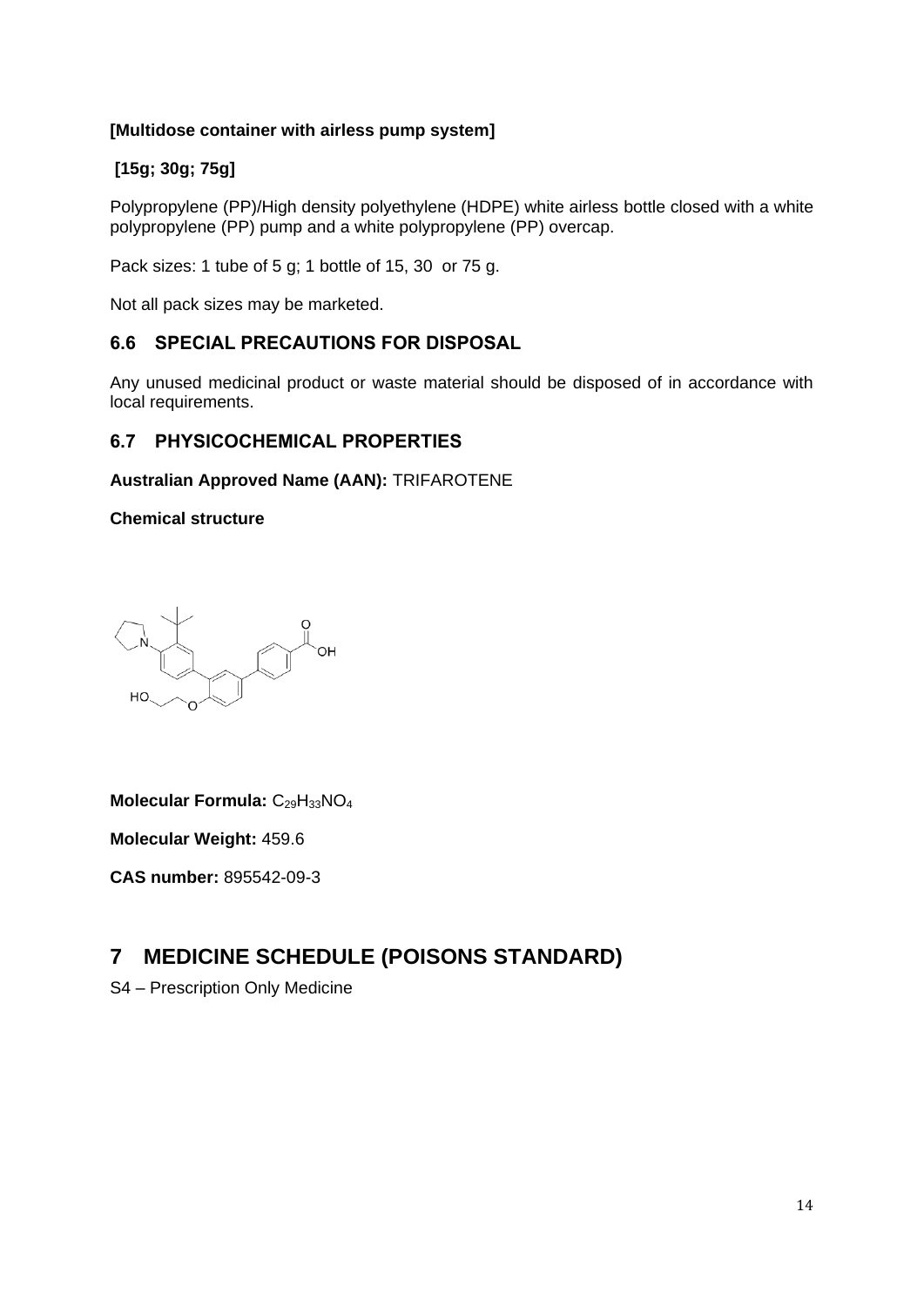**[Multidose container with airless pump system]**

**[15g; 30g; 75g]**

Polypropylene (PP)/High density polyethylene (HDPE) white airless bottle closed with a white polypropylene (PP) pump and a white polypropylene (PP) overcap.

Pack sizes: 1 tube of 5 g; 1 bottle of 15, 30 or 75 g.

Not all pack sizes may be marketed.

## 6.6 SPECIAL PRECAUTIONS FOR DISPOSAL

Any unused medicinal product or waste material should be disposed of in accordance with local requirements.

## 6.7 PHYSICOCHEMICAL PROPERTIES

**Australian Approved Name (AAN):** TRIFAROTENE

**Chemical structure**

**Molecular Formula:** $C_{29}H_{33}NO_4$

**Molecular Weight:** 459.6

**CAS number:** 895542-09-3

# 7 MEDICINE SCHEDULE (POISONS STANDARD)

S4 – Prescription Only Medicine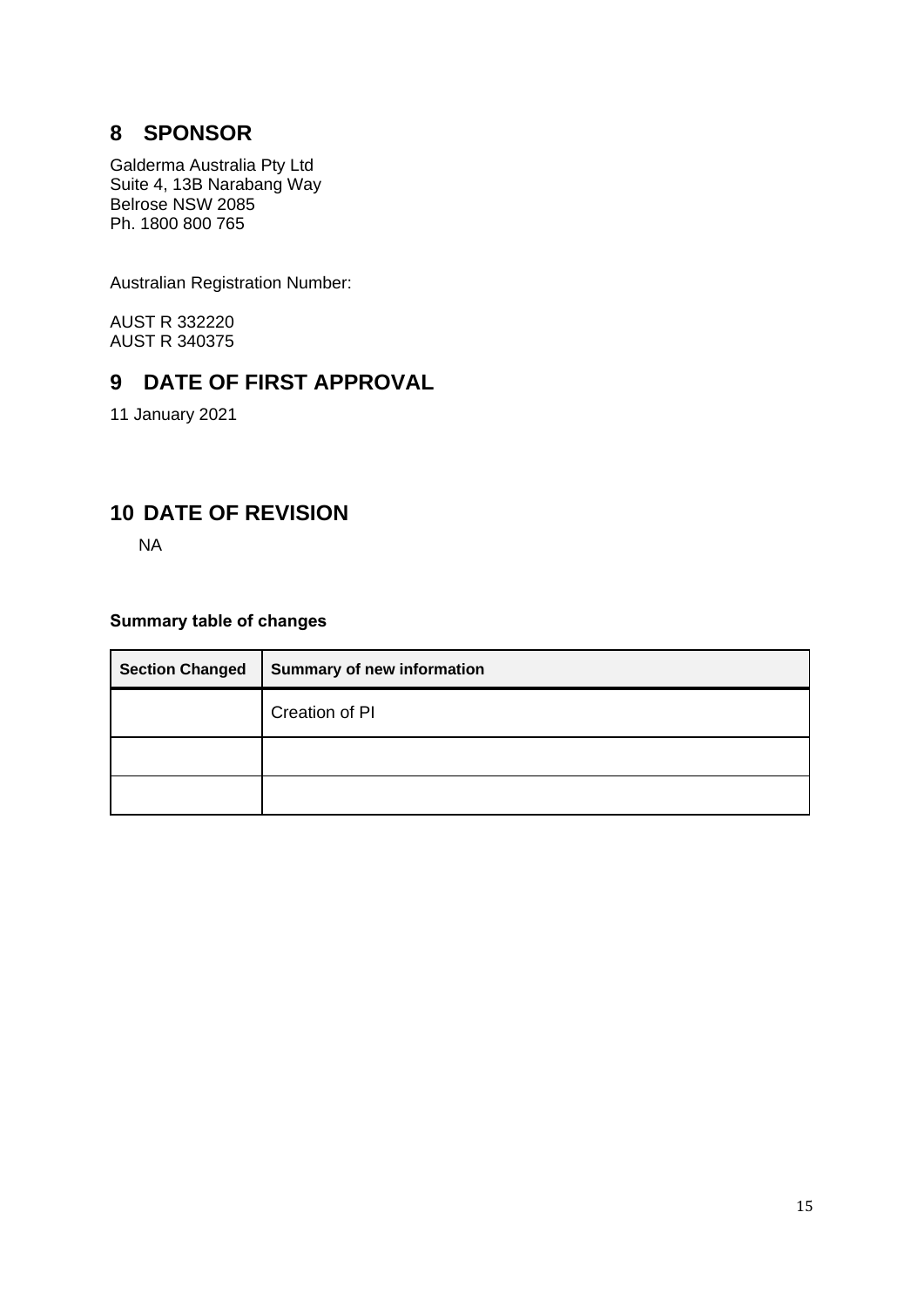## 8 SPONSOR

Galderma Australia Pty Ltd
Suite 4, 13B Narabang Way
Belrose NSW 2085
Ph. 1800 800 765

Australian Registration Number:

AUST R 332220
AUST R 340375

## 9 DATE OF FIRST APPROVAL

11 January 2021

## 10 DATE OF REVISION

NA

**Summary table of changes**

| Section Changed | Summary of new information |
|---|---|
| | Creation of PI |
| | |
| | |